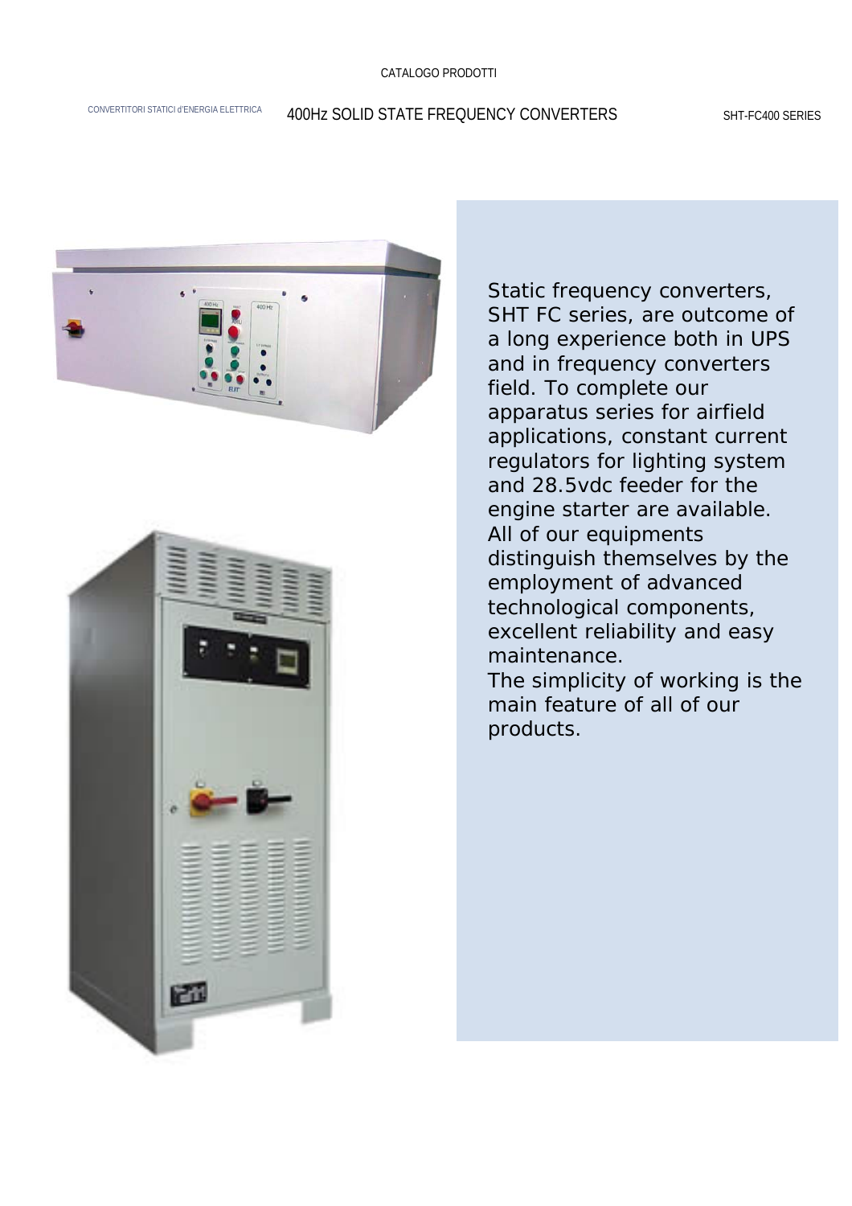CATALOGO PRODOTTI

CONVERTITORI STATICI d'ENERGIA ELETTRICA

# 400Hz SOLID STATE FREQUENCY CONVERTERS

SHT-FC400 SERIES

Static frequency converters, SHT FC series, are outcome of a long experience both in UPS and in frequency converters field. To complete our apparatus series for airfield applications, constant current regulators for lighting system and 28.5vdc feeder for the engine starter are available. All of our equipments distinguish themselves by the employment of advanced technological components, excellent reliability and easy maintenance.
The simplicity of working is the main feature of all of our products.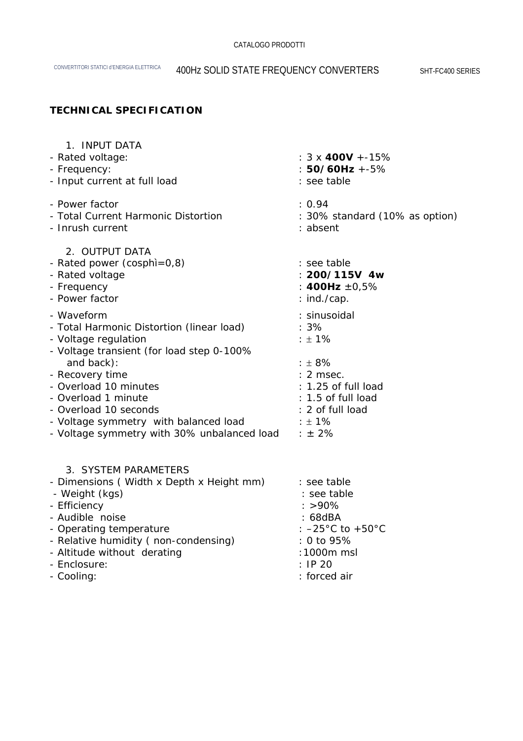## TECHNICAL SPECIFICATION

### 1. INPUT DATA

- Rated voltage: : 3 x **400V** +-15%
- Frequency: : **50/60Hz** +-5%
- Input current at full load : see table
- Power factor : 0.94
- Total Current Harmonic Distortion : 30% standard (10% as option)
- Inrush current : absent

### 2. OUTPUT DATA

- Rated power (cosphì=0,8) : see table
- Rated voltage : **200/115V 4w**
- Frequency : **400Hz** ±0,5%
- Power factor : ind./cap.
- Waveform : sinusoidal
- Total Harmonic Distortion (linear load) : 3%
- Voltage regulation : ± 1%
- Voltage transient (for load step 0-100% and back): : ± 8%
- Recovery time : 2 msec.
- Overload 10 minutes : 1.25 of full load
- Overload 1 minute : 1.5 of full load
- Overload 10 seconds : 2 of full load
- Voltage symmetry with balanced load : ± 1%
- Voltage symmetry with 30% unbalanced load : ± 2%

### 3. SYSTEM PARAMETERS

- Dimensions ( Width x Depth x Height mm) : see table
- Weight (kgs) : see table
- Efficiency : >90%
- Audible noise : 68dBA
- Operating temperature : –25°C to +50°C
- Relative humidity ( non-condensing) : 0 to 95%
- Altitude without derating :1000m msl
- Enclosure: : IP 20
- Cooling: : forced air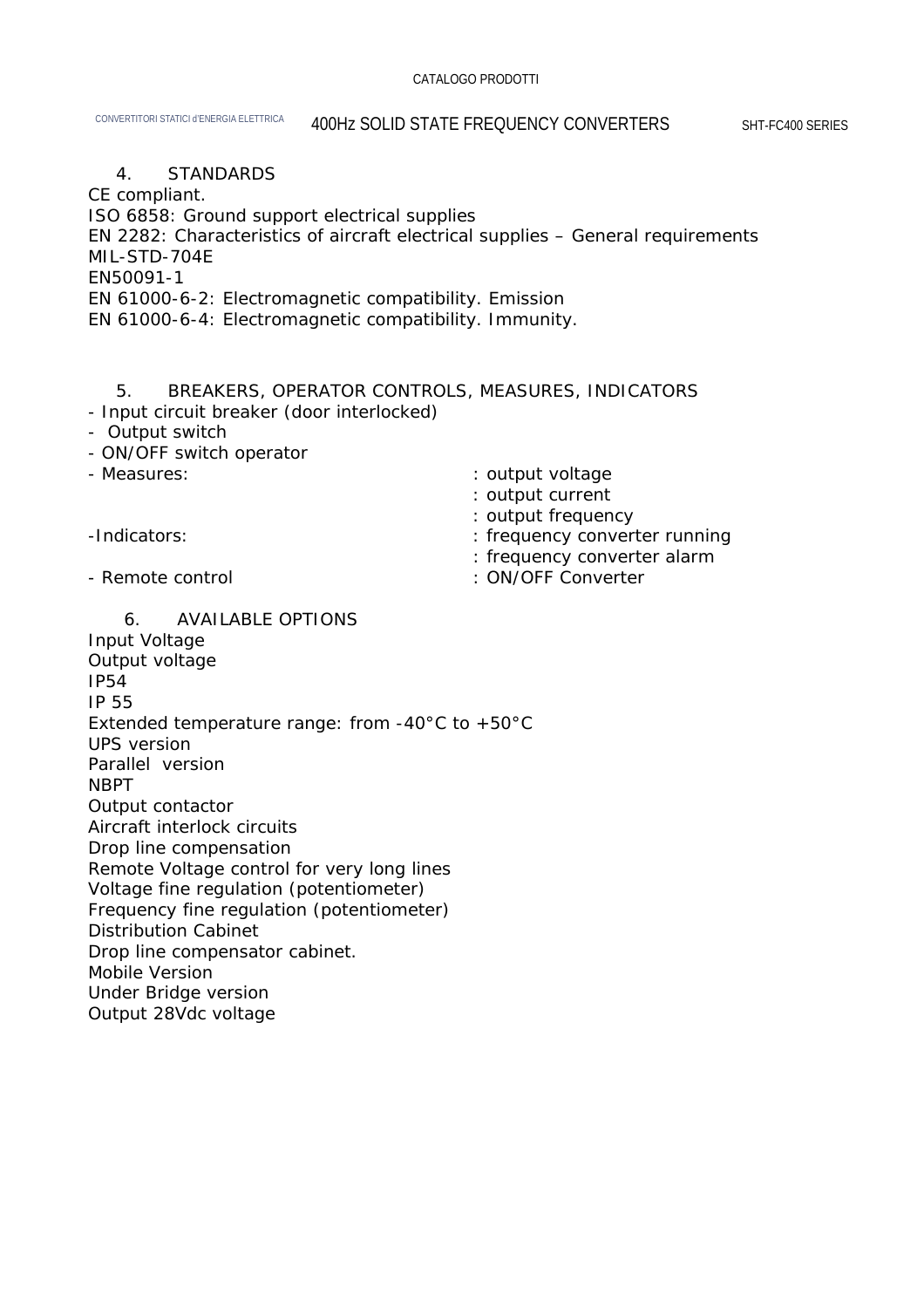## 4. STANDARDS

CE compliant.
ISO 6858: Ground support electrical supplies
EN 2282: Characteristics of aircraft electrical supplies – General requirements
MIL-STD-704E
EN50091-1
EN 61000-6-2: Electromagnetic compatibility. Emission
EN 61000-6-4: Electromagnetic compatibility. Immunity.

## 5. BREAKERS, OPERATOR CONTROLS, MEASURES, INDICATORS

- Input circuit breaker (door interlocked)
- Output switch
- ON/OFF switch operator
- Measures:
  - : output voltage
  - : output current
  - : output frequency
- Indicators:
  - : frequency converter running
  - : frequency converter alarm
- Remote control
  - : ON/OFF Converter

## 6. AVAILABLE OPTIONS

Input Voltage
Output voltage
IP54
IP 55
Extended temperature range: from -40°C to +50°C
UPS version
Parallel version
NBPT
Output contactor
Aircraft interlock circuits
Drop line compensation
Remote Voltage control for very long lines
Voltage fine regulation (potentiometer)
Frequency fine regulation (potentiometer)
Distribution Cabinet
Drop line compensator cabinet.
Mobile Version
Under Bridge version
Output 28Vdc voltage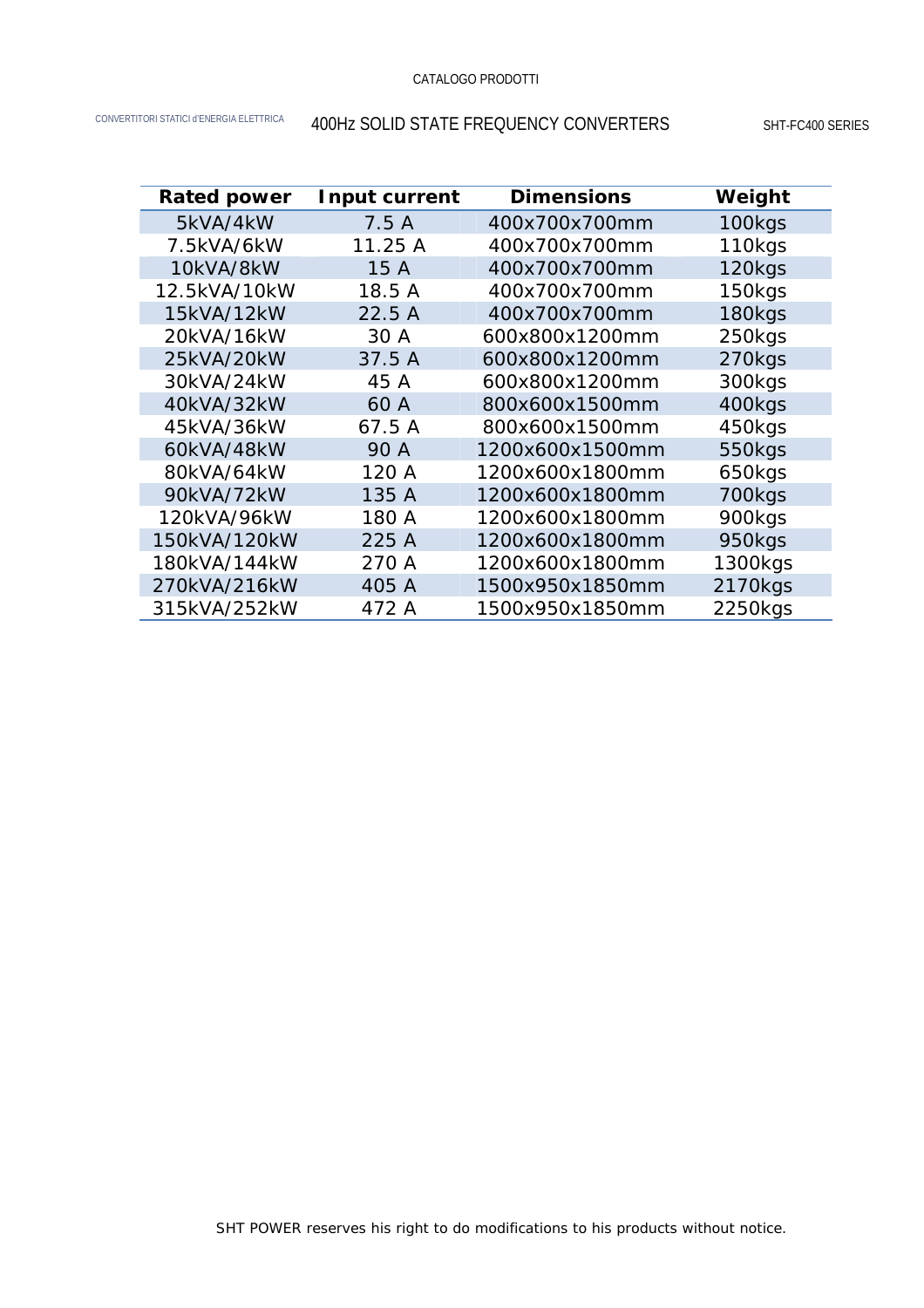| Rated power | Input current | Dimensions | Weight |
|---|---|---|---|
| 5kVA/4kW | 7.5 A | 400x700x700mm | 100kgs |
| 7.5kVA/6kW | 11.25 A | 400x700x700mm | 110kgs |
| 10kVA/8kW | 15 A | 400x700x700mm | 120kgs |
| 12.5kVA/10kW | 18.5 A | 400x700x700mm | 150kgs |
| 15kVA/12kW | 22.5 A | 400x700x700mm | 180kgs |
| 20kVA/16kW | 30 A | 600x800x1200mm | 250kgs |
| 25kVA/20kW | 37.5 A | 600x800x1200mm | 270kgs |
| 30kVA/24kW | 45 A | 600x800x1200mm | 300kgs |
| 40kVA/32kW | 60 A | 800x600x1500mm | 400kgs |
| 45kVA/36kW | 67.5 A | 800x600x1500mm | 450kgs |
| 60kVA/48kW | 90 A | 1200x600x1500mm | 550kgs |
| 80kVA/64kW | 120 A | 1200x600x1800mm | 650kgs |
| 90kVA/72kW | 135 A | 1200x600x1800mm | 700kgs |
| 120kVA/96kW | 180 A | 1200x600x1800mm | 900kgs |
| 150kVA/120kW | 225 A | 1200x600x1800mm | 950kgs |
| 180kVA/144kW | 270 A | 1200x600x1800mm | 1300kgs |
| 270kVA/216kW | 405 A | 1500x950x1850mm | 2170kgs |
| 315kVA/252kW | 472 A | 1500x950x1850mm | 2250kgs |